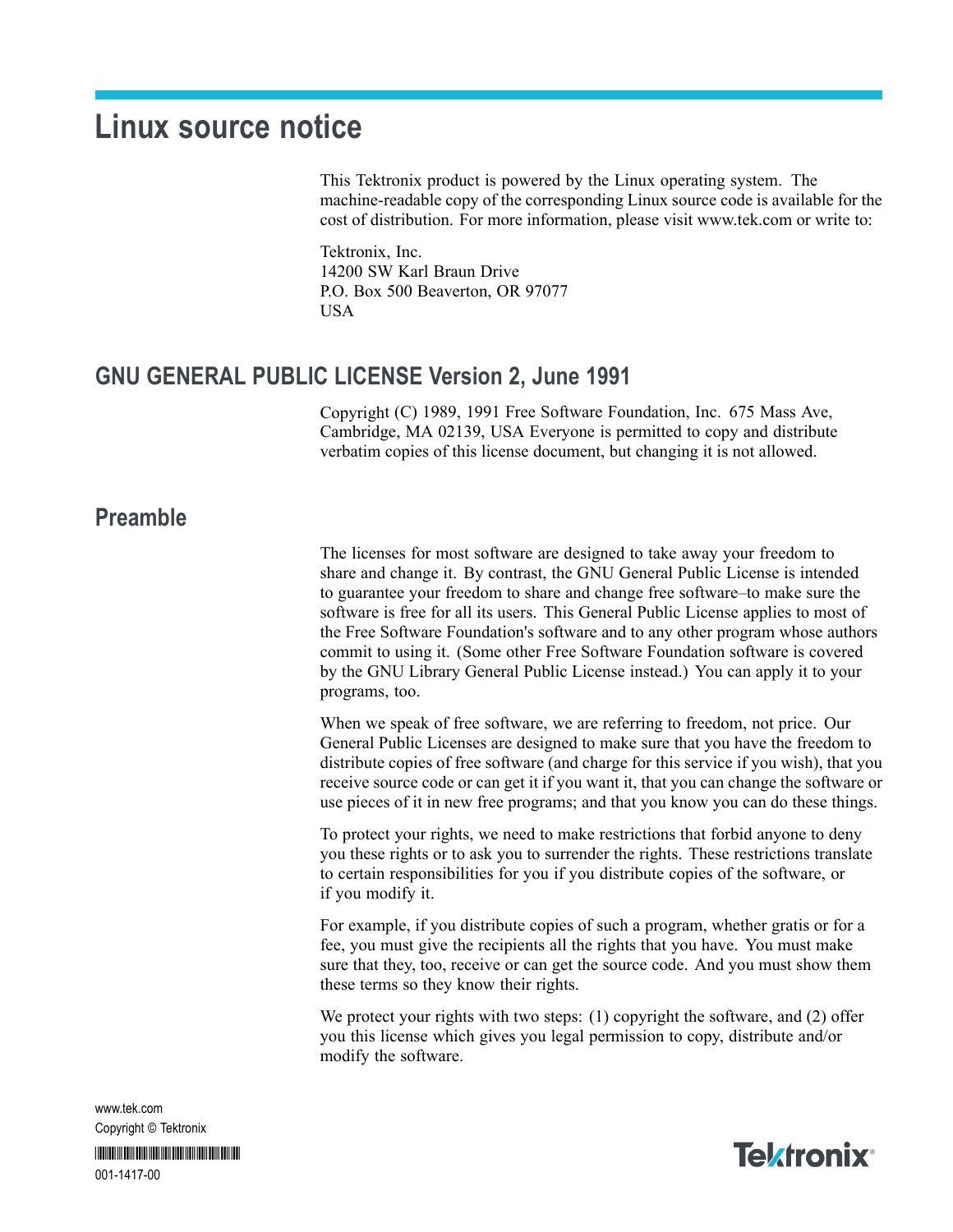# Linux source notice

This Tektronix product is powered by the Linux operating system. The machine-readable copy of the corresponding Linux source code is available for the cost of distribution. For more information, please visit www.tek.com or write to:

Tektronix, Inc.
14200 SW Karl Braun Drive
P.O. Box 500 Beaverton, OR 97077
USA

## GNU GENERAL PUBLIC LICENSE Version 2, June 1991

Copyright (C) 1989, 1991 Free Software Foundation, Inc. 675 Mass Ave, Cambridge, MA 02139, USA Everyone is permitted to copy and distribute verbatim copies of this license document, but changing it is not allowed.

## Preamble

The licenses for most software are designed to take away your freedom to share and change it. By contrast, the GNU General Public License is intended to guarantee your freedom to share and change free software–to make sure the software is free for all its users. This General Public License applies to most of the Free Software Foundation's software and to any other program whose authors commit to using it. (Some other Free Software Foundation software is covered by the GNU Library General Public License instead.) You can apply it to your programs, too.

When we speak of free software, we are referring to freedom, not price. Our General Public Licenses are designed to make sure that you have the freedom to distribute copies of free software (and charge for this service if you wish), that you receive source code or can get it if you want it, that you can change the software or use pieces of it in new free programs; and that you know you can do these things.

To protect your rights, we need to make restrictions that forbid anyone to deny you these rights or to ask you to surrender the rights. These restrictions translate to certain responsibilities for you if you distribute copies of the software, or if you modify it.

For example, if you distribute copies of such a program, whether gratis or for a fee, you must give the recipients all the rights that you have. You must make sure that they, too, receive or can get the source code. And you must show them these terms so they know their rights.

We protect your rights with two steps: (1) copyright the software, and (2) offer you this license which gives you legal permission to copy, distribute and/or modify the software.

www.tek.com
Copyright © Tektronix

001-1417-00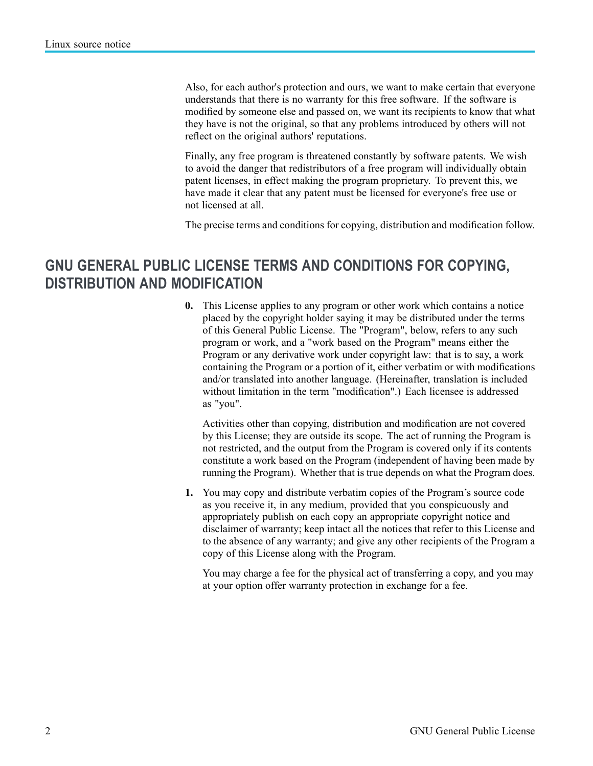Also, for each author's protection and ours, we want to make certain that everyone understands that there is no warranty for this free software. If the software is modified by someone else and passed on, we want its recipients to know that what they have is not the original, so that any problems introduced by others will not reflect on the original authors' reputations.

Finally, any free program is threatened constantly by software patents. We wish to avoid the danger that redistributors of a free program will individually obtain patent licenses, in effect making the program proprietary. To prevent this, we have made it clear that any patent must be licensed for everyone's free use or not licensed at all.

The precise terms and conditions for copying, distribution and modification follow.

## GNU GENERAL PUBLIC LICENSE TERMS AND CONDITIONS FOR COPYING, DISTRIBUTION AND MODIFICATION

**0.** This License applies to any program or other work which contains a notice placed by the copyright holder saying it may be distributed under the terms of this General Public License. The "Program", below, refers to any such program or work, and a "work based on the Program" means either the Program or any derivative work under copyright law: that is to say, a work containing the Program or a portion of it, either verbatim or with modifications and/or translated into another language. (Hereinafter, translation is included without limitation in the term "modification".) Each licensee is addressed as "you".

Activities other than copying, distribution and modification are not covered by this License; they are outside its scope. The act of running the Program is not restricted, and the output from the Program is covered only if its contents constitute a work based on the Program (independent of having been made by running the Program). Whether that is true depends on what the Program does.

**1.** You may copy and distribute verbatim copies of the Program's source code as you receive it, in any medium, provided that you conspicuously and appropriately publish on each copy an appropriate copyright notice and disclaimer of warranty; keep intact all the notices that refer to this License and to the absence of any warranty; and give any other recipients of the Program a copy of this License along with the Program.

You may charge a fee for the physical act of transferring a copy, and you may at your option offer warranty protection in exchange for a fee.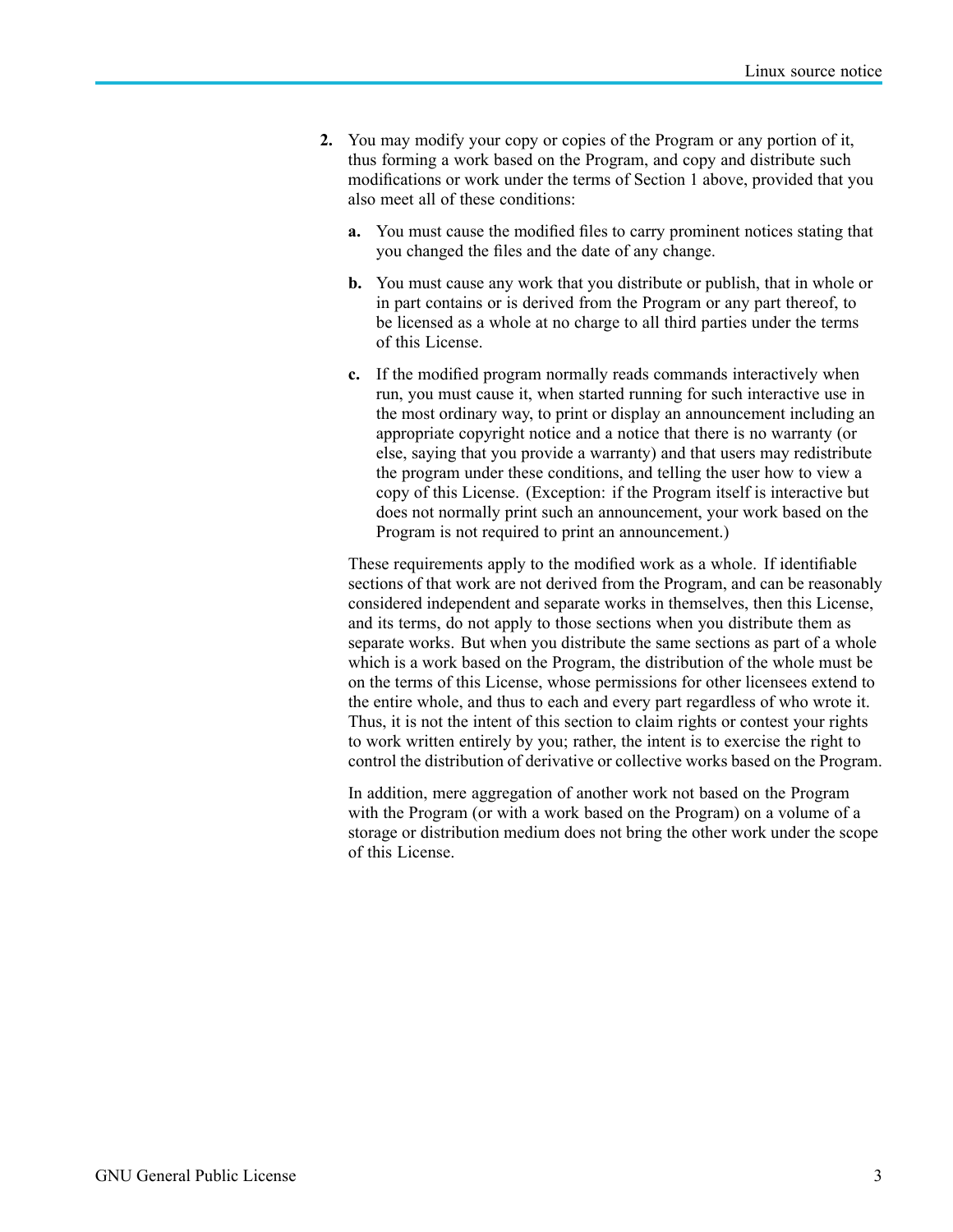**2.** You may modify your copy or copies of the Program or any portion of it, thus forming a work based on the Program, and copy and distribute such modifications or work under the terms of Section 1 above, provided that you also meet all of these conditions:

   **a.** You must cause the modified files to carry prominent notices stating that you changed the files and the date of any change.

   **b.** You must cause any work that you distribute or publish, that in whole or in part contains or is derived from the Program or any part thereof, to be licensed as a whole at no charge to all third parties under the terms of this License.

   **c.** If the modified program normally reads commands interactively when run, you must cause it, when started running for such interactive use in the most ordinary way, to print or display an announcement including an appropriate copyright notice and a notice that there is no warranty (or else, saying that you provide a warranty) and that users may redistribute the program under these conditions, and telling the user how to view a copy of this License. (Exception: if the Program itself is interactive but does not normally print such an announcement, your work based on the Program is not required to print an announcement.)

   These requirements apply to the modified work as a whole. If identifiable sections of that work are not derived from the Program, and can be reasonably considered independent and separate works in themselves, then this License, and its terms, do not apply to those sections when you distribute them as separate works. But when you distribute the same sections as part of a whole which is a work based on the Program, the distribution of the whole must be on the terms of this License, whose permissions for other licensees extend to the entire whole, and thus to each and every part regardless of who wrote it. Thus, it is not the intent of this section to claim rights or contest your rights to work written entirely by you; rather, the intent is to exercise the right to control the distribution of derivative or collective works based on the Program.

   In addition, mere aggregation of another work not based on the Program with the Program (or with a work based on the Program) on a volume of a storage or distribution medium does not bring the other work under the scope of this License.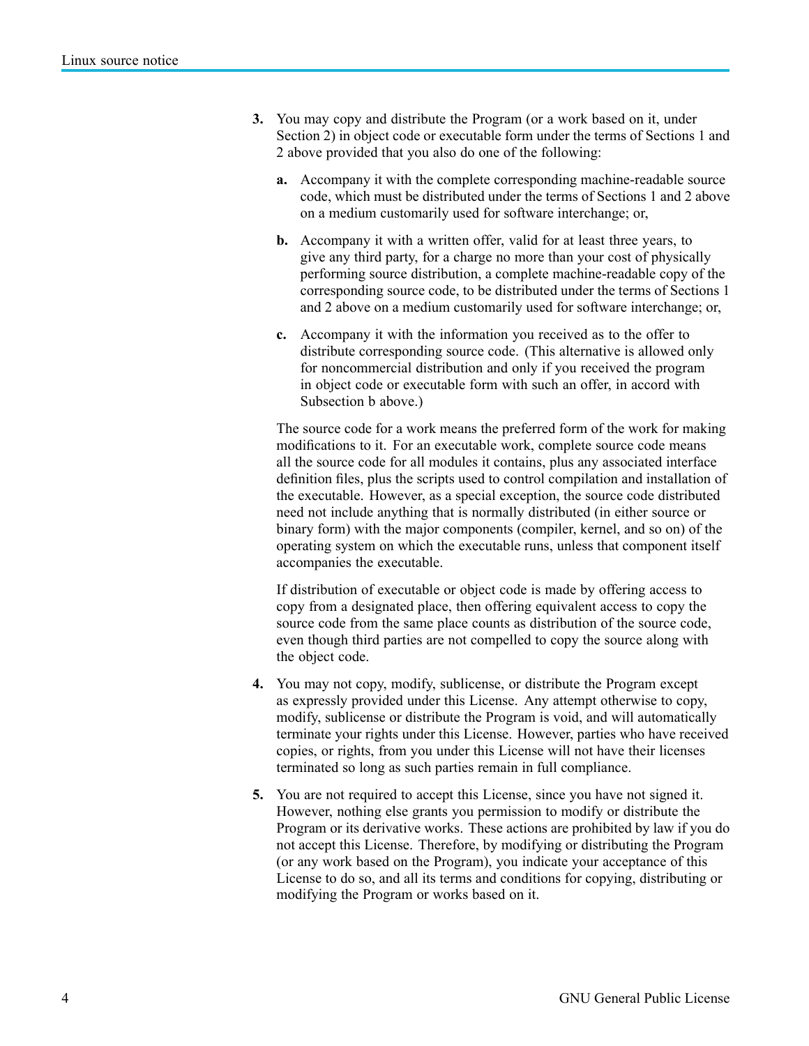**3.** You may copy and distribute the Program (or a work based on it, under Section 2) in object code or executable form under the terms of Sections 1 and 2 above provided that you also do one of the following:

   **a.** Accompany it with the complete corresponding machine-readable source code, which must be distributed under the terms of Sections 1 and 2 above on a medium customarily used for software interchange; or,

   **b.** Accompany it with a written offer, valid for at least three years, to give any third party, for a charge no more than your cost of physically performing source distribution, a complete machine-readable copy of the corresponding source code, to be distributed under the terms of Sections 1 and 2 above on a medium customarily used for software interchange; or,

   **c.** Accompany it with the information you received as to the offer to distribute corresponding source code. (This alternative is allowed only for noncommercial distribution and only if you received the program in object code or executable form with such an offer, in accord with Subsection b above.)

   The source code for a work means the preferred form of the work for making modifications to it. For an executable work, complete source code means all the source code for all modules it contains, plus any associated interface definition files, plus the scripts used to control compilation and installation of the executable. However, as a special exception, the source code distributed need not include anything that is normally distributed (in either source or binary form) with the major components (compiler, kernel, and so on) of the operating system on which the executable runs, unless that component itself accompanies the executable.

   If distribution of executable or object code is made by offering access to copy from a designated place, then offering equivalent access to copy the source code from the same place counts as distribution of the source code, even though third parties are not compelled to copy the source along with the object code.

**4.** You may not copy, modify, sublicense, or distribute the Program except as expressly provided under this License. Any attempt otherwise to copy, modify, sublicense or distribute the Program is void, and will automatically terminate your rights under this License. However, parties who have received copies, or rights, from you under this License will not have their licenses terminated so long as such parties remain in full compliance.

**5.** You are not required to accept this License, since you have not signed it. However, nothing else grants you permission to modify or distribute the Program or its derivative works. These actions are prohibited by law if you do not accept this License. Therefore, by modifying or distributing the Program (or any work based on the Program), you indicate your acceptance of this License to do so, and all its terms and conditions for copying, distributing or modifying the Program or works based on it.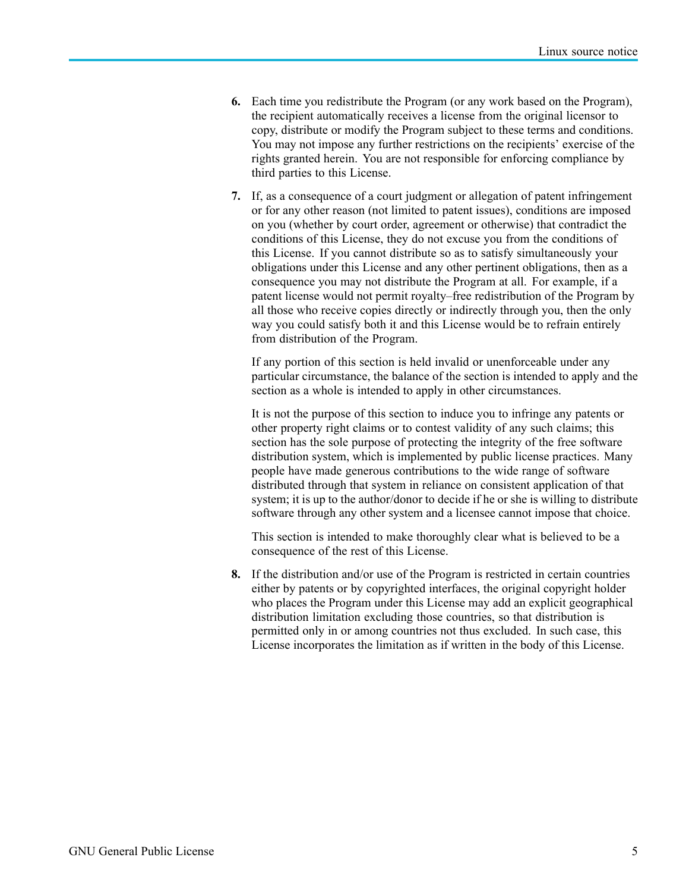6. Each time you redistribute the Program (or any work based on the Program), the recipient automatically receives a license from the original licensor to copy, distribute or modify the Program subject to these terms and conditions. You may not impose any further restrictions on the recipients' exercise of the rights granted herein. You are not responsible for enforcing compliance by third parties to this License.

7. If, as a consequence of a court judgment or allegation of patent infringement or for any other reason (not limited to patent issues), conditions are imposed on you (whether by court order, agreement or otherwise) that contradict the conditions of this License, they do not excuse you from the conditions of this License. If you cannot distribute so as to satisfy simultaneously your obligations under this License and any other pertinent obligations, then as a consequence you may not distribute the Program at all. For example, if a patent license would not permit royalty–free redistribution of the Program by all those who receive copies directly or indirectly through you, then the only way you could satisfy both it and this License would be to refrain entirely from distribution of the Program.

   If any portion of this section is held invalid or unenforceable under any particular circumstance, the balance of the section is intended to apply and the section as a whole is intended to apply in other circumstances.

   It is not the purpose of this section to induce you to infringe any patents or other property right claims or to contest validity of any such claims; this section has the sole purpose of protecting the integrity of the free software distribution system, which is implemented by public license practices. Many people have made generous contributions to the wide range of software distributed through that system in reliance on consistent application of that system; it is up to the author/donor to decide if he or she is willing to distribute software through any other system and a licensee cannot impose that choice.

   This section is intended to make thoroughly clear what is believed to be a consequence of the rest of this License.

8. If the distribution and/or use of the Program is restricted in certain countries either by patents or by copyrighted interfaces, the original copyright holder who places the Program under this License may add an explicit geographical distribution limitation excluding those countries, so that distribution is permitted only in or among countries not thus excluded. In such case, this License incorporates the limitation as if written in the body of this License.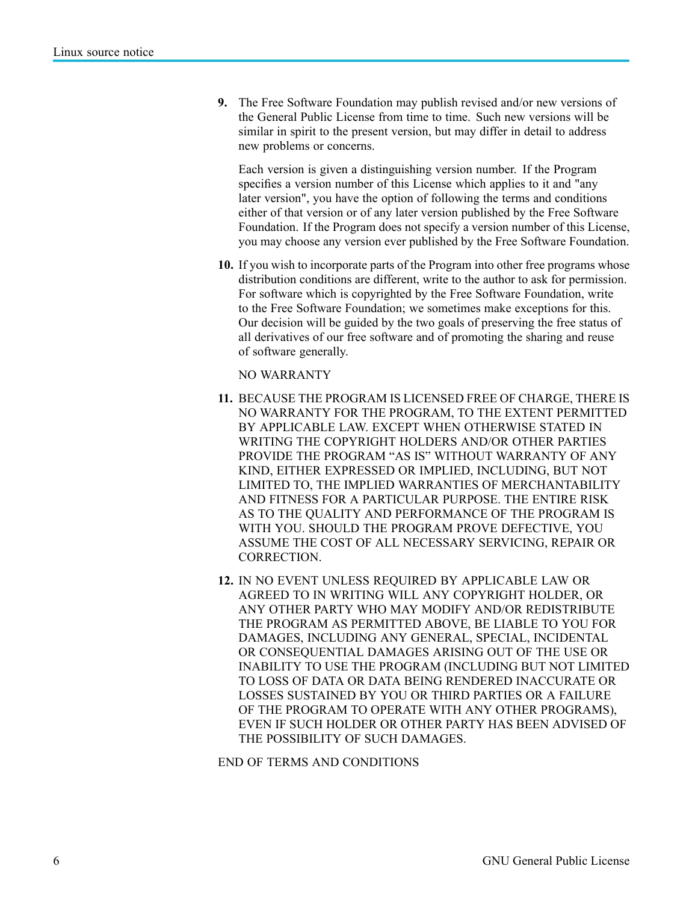**9.** The Free Software Foundation may publish revised and/or new versions of the General Public License from time to time. Such new versions will be similar in spirit to the present version, but may differ in detail to address new problems or concerns.

Each version is given a distinguishing version number. If the Program specifies a version number of this License which applies to it and "any later version", you have the option of following the terms and conditions either of that version or of any later version published by the Free Software Foundation. If the Program does not specify a version number of this License, you may choose any version ever published by the Free Software Foundation.

**10.** If you wish to incorporate parts of the Program into other free programs whose distribution conditions are different, write to the author to ask for permission. For software which is copyrighted by the Free Software Foundation, write to the Free Software Foundation; we sometimes make exceptions for this. Our decision will be guided by the two goals of preserving the free status of all derivatives of our free software and of promoting the sharing and reuse of software generally.

NO WARRANTY

**11.** BECAUSE THE PROGRAM IS LICENSED FREE OF CHARGE, THERE IS NO WARRANTY FOR THE PROGRAM, TO THE EXTENT PERMITTED BY APPLICABLE LAW. EXCEPT WHEN OTHERWISE STATED IN WRITING THE COPYRIGHT HOLDERS AND/OR OTHER PARTIES PROVIDE THE PROGRAM "AS IS" WITHOUT WARRANTY OF ANY KIND, EITHER EXPRESSED OR IMPLIED, INCLUDING, BUT NOT LIMITED TO, THE IMPLIED WARRANTIES OF MERCHANTABILITY AND FITNESS FOR A PARTICULAR PURPOSE. THE ENTIRE RISK AS TO THE QUALITY AND PERFORMANCE OF THE PROGRAM IS WITH YOU. SHOULD THE PROGRAM PROVE DEFECTIVE, YOU ASSUME THE COST OF ALL NECESSARY SERVICING, REPAIR OR CORRECTION.

**12.** IN NO EVENT UNLESS REQUIRED BY APPLICABLE LAW OR AGREED TO IN WRITING WILL ANY COPYRIGHT HOLDER, OR ANY OTHER PARTY WHO MAY MODIFY AND/OR REDISTRIBUTE THE PROGRAM AS PERMITTED ABOVE, BE LIABLE TO YOU FOR DAMAGES, INCLUDING ANY GENERAL, SPECIAL, INCIDENTAL OR CONSEQUENTIAL DAMAGES ARISING OUT OF THE USE OR INABILITY TO USE THE PROGRAM (INCLUDING BUT NOT LIMITED TO LOSS OF DATA OR DATA BEING RENDERED INACCURATE OR LOSSES SUSTAINED BY YOU OR THIRD PARTIES OR A FAILURE OF THE PROGRAM TO OPERATE WITH ANY OTHER PROGRAMS), EVEN IF SUCH HOLDER OR OTHER PARTY HAS BEEN ADVISED OF THE POSSIBILITY OF SUCH DAMAGES.

END OF TERMS AND CONDITIONS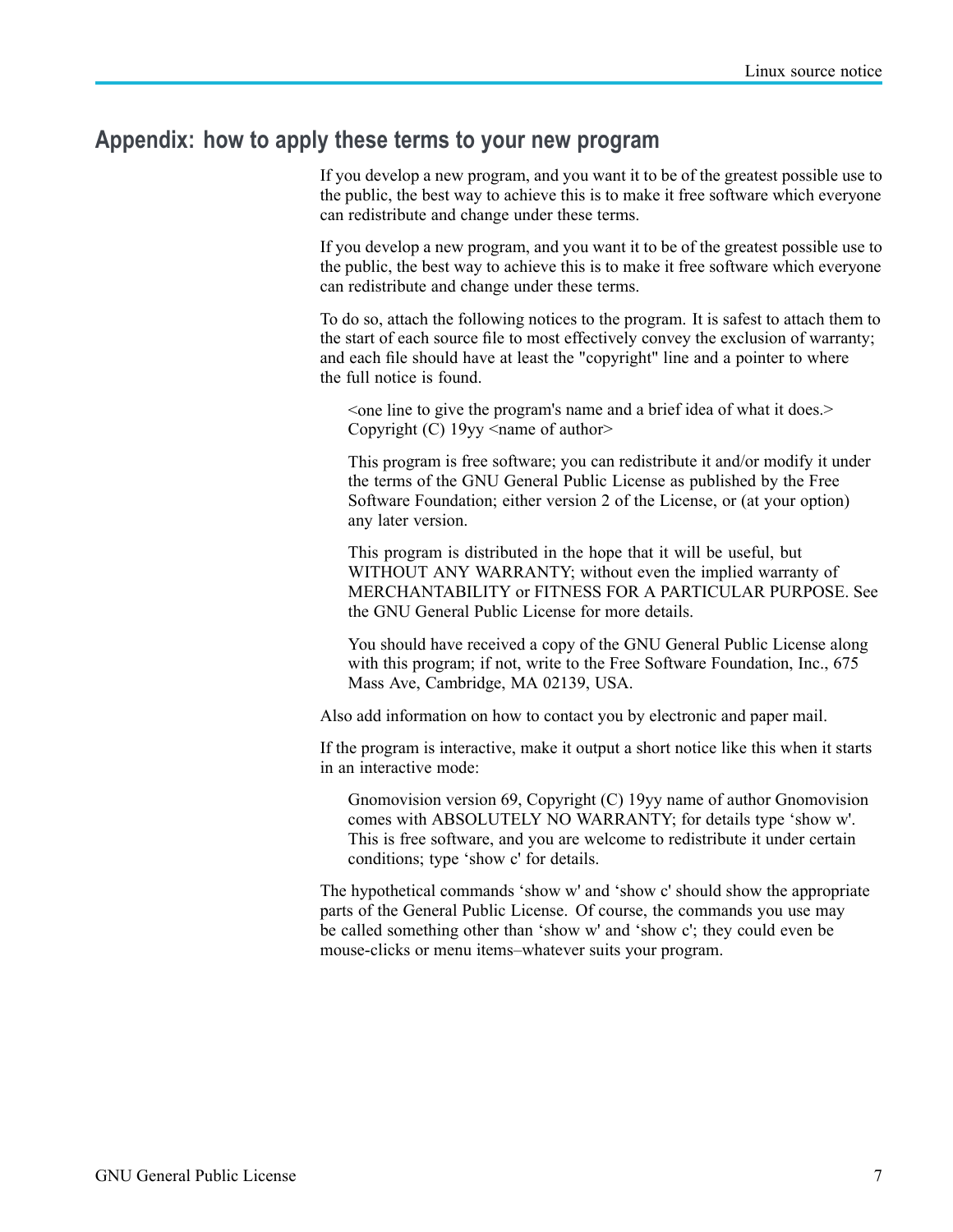## Appendix: how to apply these terms to your new program

If you develop a new program, and you want it to be of the greatest possible use to the public, the best way to achieve this is to make it free software which everyone can redistribute and change under these terms.

If you develop a new program, and you want it to be of the greatest possible use to the public, the best way to achieve this is to make it free software which everyone can redistribute and change under these terms.

To do so, attach the following notices to the program. It is safest to attach them to the start of each source file to most effectively convey the exclusion of warranty; and each file should have at least the "copyright" line and a pointer to where the full notice is found.

> <one line to give the program's name and a brief idea of what it does.>
> Copyright (C) 19yy <name of author>
>
> This program is free software; you can redistribute it and/or modify it under the terms of the GNU General Public License as published by the Free Software Foundation; either version 2 of the License, or (at your option) any later version.
>
> This program is distributed in the hope that it will be useful, but WITHOUT ANY WARRANTY; without even the implied warranty of MERCHANTABILITY or FITNESS FOR A PARTICULAR PURPOSE. See the GNU General Public License for more details.
>
> You should have received a copy of the GNU General Public License along with this program; if not, write to the Free Software Foundation, Inc., 675 Mass Ave, Cambridge, MA 02139, USA.

Also add information on how to contact you by electronic and paper mail.

If the program is interactive, make it output a short notice like this when it starts in an interactive mode:

> Gnomovision version 69, Copyright (C) 19yy name of author Gnomovision comes with ABSOLUTELY NO WARRANTY; for details type ‘show w'. This is free software, and you are welcome to redistribute it under certain conditions; type ‘show c' for details.

The hypothetical commands ‘show w' and ‘show c' should show the appropriate parts of the General Public License. Of course, the commands you use may be called something other than ‘show w' and ‘show c'; they could even be mouse-clicks or menu items–whatever suits your program.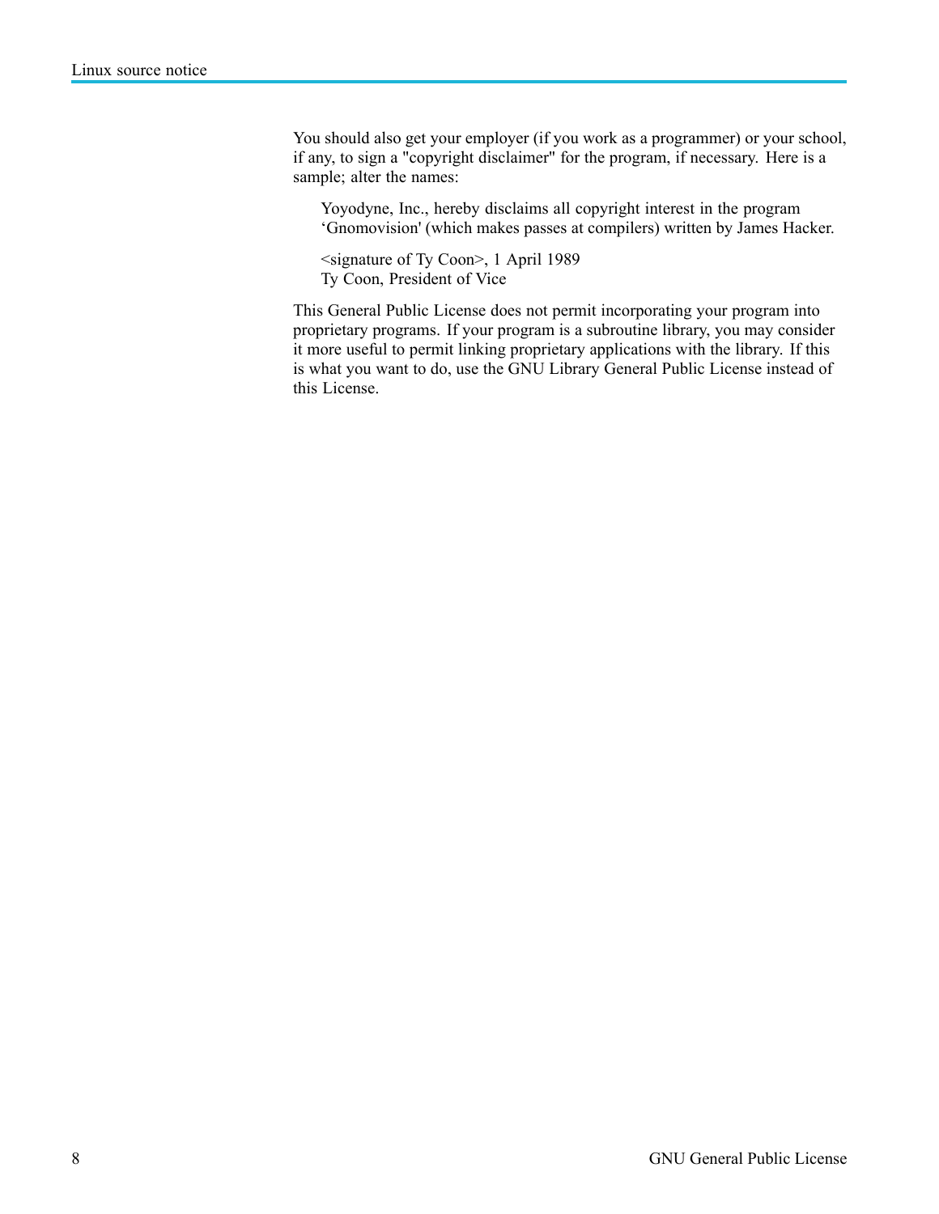You should also get your employer (if you work as a programmer) or your school, if any, to sign a "copyright disclaimer" for the program, if necessary. Here is a sample; alter the names:

> Yoyodyne, Inc., hereby disclaims all copyright interest in the program ‘Gnomovision' (which makes passes at compilers) written by James Hacker.
>
> <signature of Ty Coon>, 1 April 1989
> Ty Coon, President of Vice

This General Public License does not permit incorporating your program into proprietary programs. If your program is a subroutine library, you may consider it more useful to permit linking proprietary applications with the library. If this is what you want to do, use the GNU Library General Public License instead of this License.